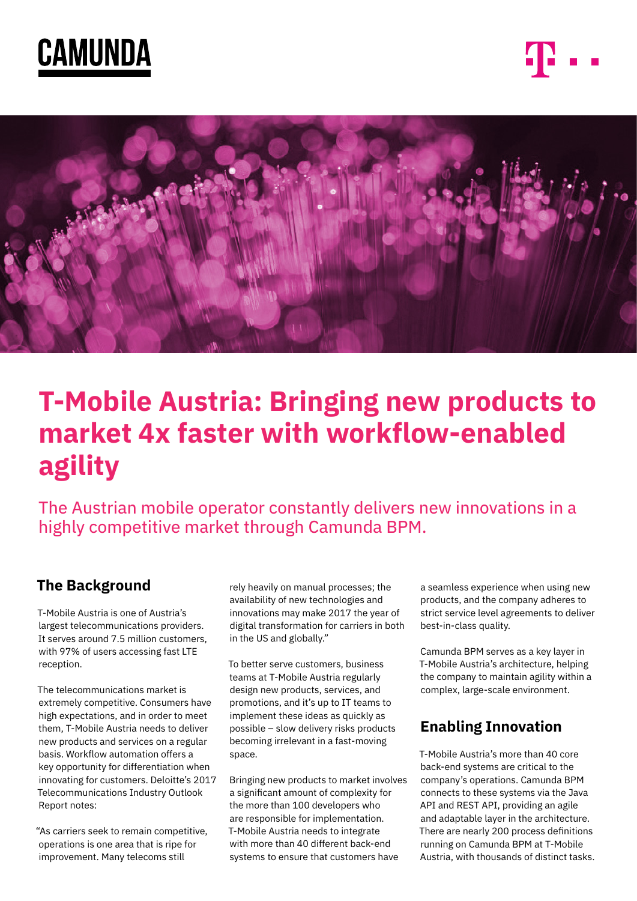CAMUNDA

# T-Mobile Austria: Bringing new products to market 4x faster with workflow-enabled agility

The Austrian mobile operator constantly delivers new innovations in a highly competitive market through Camunda BPM.

## The Background

T-Mobile Austria is one of Austria's largest telecommunications providers. It serves around 7.5 million customers, with 97% of users accessing fast LTE reception.

The telecommunications market is extremely competitive. Consumers have high expectations, and in order to meet them, T-Mobile Austria needs to deliver new products and services on a regular basis. Workflow automation offers a key opportunity for differentiation when innovating for customers. Deloitte's 2017 Telecommunications Industry Outlook Report notes:

"As carriers seek to remain competitive, operations is one area that is ripe for improvement. Many telecoms still rely heavily on manual processes; the availability of new technologies and innovations may make 2017 the year of digital transformation for carriers in both in the US and globally."

To better serve customers, business teams at T-Mobile Austria regularly design new products, services, and promotions, and it's up to IT teams to implement these ideas as quickly as possible – slow delivery risks products becoming irrelevant in a fast-moving space.

Bringing new products to market involves a significant amount of complexity for the more than 100 developers who are responsible for implementation. T-Mobile Austria needs to integrate with more than 40 different back-end systems to ensure that customers have a seamless experience when using new products, and the company adheres to strict service level agreements to deliver best-in-class quality.

Camunda BPM serves as a key layer in T-Mobile Austria's architecture, helping the company to maintain agility within a complex, large-scale environment.

## Enabling Innovation

T-Mobile Austria's more than 40 core back-end systems are critical to the company's operations. Camunda BPM connects to these systems via the Java API and REST API, providing an agile and adaptable layer in the architecture. There are nearly 200 process definitions running on Camunda BPM at T-Mobile Austria, with thousands of distinct tasks.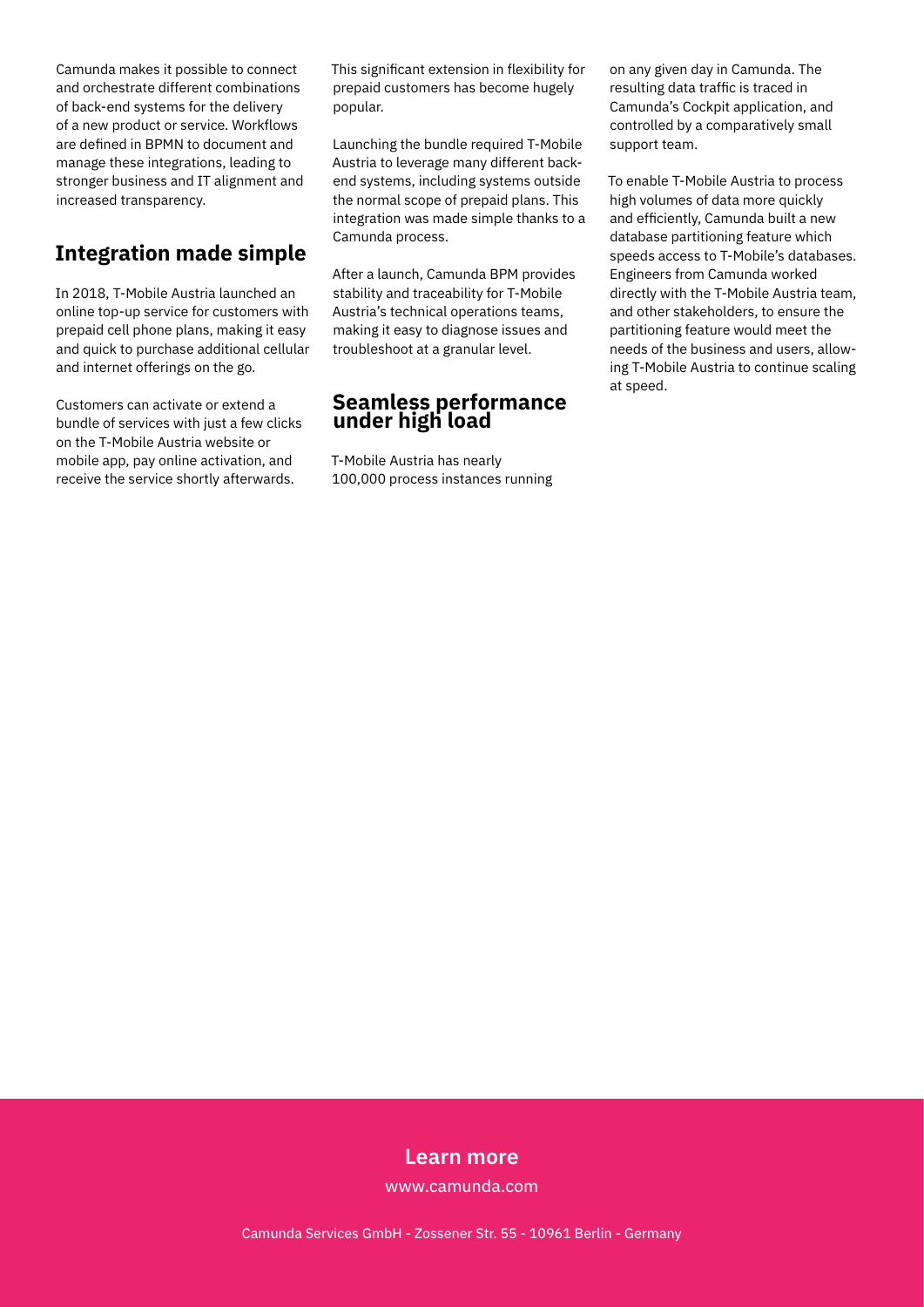Camunda makes it possible to connect and orchestrate different combinations of back-end systems for the delivery of a new product or service. Workflows are defined in BPMN to document and manage these integrations, leading to stronger business and IT alignment and increased transparency.

## Integration made simple

In 2018, T-Mobile Austria launched an online top-up service for customers with prepaid cell phone plans, making it easy and quick to purchase additional cellular and internet offerings on the go.

Customers can activate or extend a bundle of services with just a few clicks on the T-Mobile Austria website or mobile app, pay online activation, and receive the service shortly afterwards. This significant extension in flexibility for prepaid customers has become hugely popular.

Launching the bundle required T-Mobile Austria to leverage many different back-end systems, including systems outside the normal scope of prepaid plans. This integration was made simple thanks to a Camunda process.

After a launch, Camunda BPM provides stability and traceability for T-Mobile Austria's technical operations teams, making it easy to diagnose issues and troubleshoot at a granular level.

## Seamless performance under high load

T-Mobile Austria has nearly 100,000 process instances running on any given day in Camunda. The resulting data traffic is traced in Camunda's Cockpit application, and controlled by a comparatively small support team.

To enable T-Mobile Austria to process high volumes of data more quickly and efficiently, Camunda built a new database partitioning feature which speeds access to T-Mobile's databases. Engineers from Camunda worked directly with the T-Mobile Austria team, and other stakeholders, to ensure the partitioning feature would meet the needs of the business and users, allowing T-Mobile Austria to continue scaling at speed.

### Learn more

www.camunda.com

Camunda Services GmbH - Zossener Str. 55 - 10961 Berlin - Germany